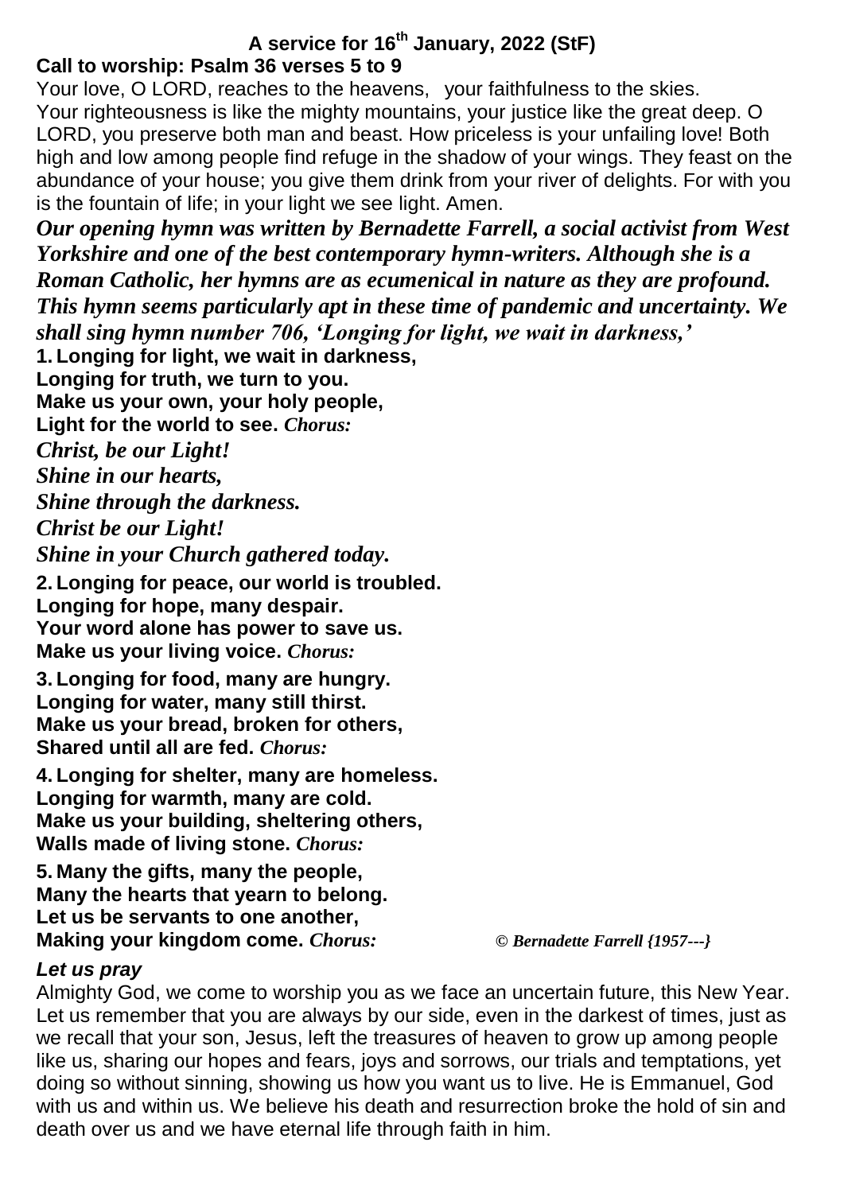# A service for 16th January, 2022 (StF)

**Call to worship: Psalm 36 verses 5 to 9**

Your love, O LORD, reaches to the heavens, your faithfulness to the skies. Your righteousness is like the mighty mountains, your justice like the great deep. O LORD, you preserve both man and beast. How priceless is your unfailing love! Both high and low among people find refuge in the shadow of your wings. They feast on the abundance of your house; you give them drink from your river of delights. For with you is the fountain of life; in your light we see light. Amen.

***Our opening hymn was written by Bernadette Farrell, a social activist from West Yorkshire and one of the best contemporary hymn-writers. Although she is a Roman Catholic, her hymns are as ecumenical in nature as they are profound. This hymn seems particularly apt in these time of pandemic and uncertainty. We shall sing hymn number 706, 'Longing for light, we wait in darkness,'***

**1. Longing for light, we wait in darkness,**
**Longing for truth, we turn to you.**
**Make us your own, your holy people,**
**Light for the world to see.** ***Chorus:***

***Christ, be our Light!***
***Shine in our hearts,***
***Shine through the darkness.***
***Christ be our Light!***
***Shine in your Church gathered today.***

**2. Longing for peace, our world is troubled.**
**Longing for hope, many despair.**
**Your word alone has power to save us.**
**Make us your living voice.** ***Chorus:***

**3. Longing for food, many are hungry.**
**Longing for water, many still thirst.**
**Make us your bread, broken for others,**
**Shared until all are fed.** ***Chorus:***

**4. Longing for shelter, many are homeless.**
**Longing for warmth, many are cold.**
**Make us your building, sheltering others,**
**Walls made of living stone.** ***Chorus:***

**5. Many the gifts, many the people,**
**Many the hearts that yearn to belong.**
**Let us be servants to one another,**
**Making your kingdom come.** ***Chorus:*** *© Bernadette Farrell {1957---}*

***Let us pray***

Almighty God, we come to worship you as we face an uncertain future, this New Year. Let us remember that you are always by our side, even in the darkest of times, just as we recall that your son, Jesus, left the treasures of heaven to grow up among people like us, sharing our hopes and fears, joys and sorrows, our trials and temptations, yet doing so without sinning, showing us how you want us to live. He is Emmanuel, God with us and within us. We believe his death and resurrection broke the hold of sin and death over us and we have eternal life through faith in him.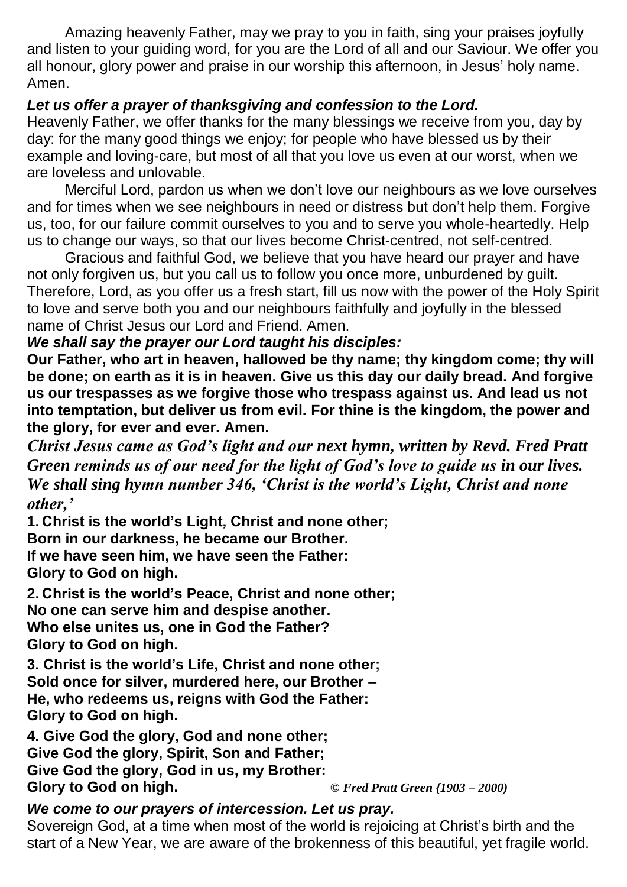Amazing heavenly Father, may we pray to you in faith, sing your praises joyfully and listen to your guiding word, for you are the Lord of all and our Saviour. We offer you all honour, glory power and praise in our worship this afternoon, in Jesus' holy name. Amen.

***Let us offer a prayer of thanksgiving and confession to the Lord.***

Heavenly Father, we offer thanks for the many blessings we receive from you, day by day: for the many good things we enjoy; for people who have blessed us by their example and loving-care, but most of all that you love us even at our worst, when we are loveless and unlovable.

Merciful Lord, pardon us when we don't love our neighbours as we love ourselves and for times when we see neighbours in need or distress but don't help them. Forgive us, too, for our failure commit ourselves to you and to serve you whole-heartedly. Help us to change our ways, so that our lives become Christ-centred, not self-centred.

Gracious and faithful God, we believe that you have heard our prayer and have not only forgiven us, but you call us to follow you once more, unburdened by guilt. Therefore, Lord, as you offer us a fresh start, fill us now with the power of the Holy Spirit to love and serve both you and our neighbours faithfully and joyfully in the blessed name of Christ Jesus our Lord and Friend. Amen.

***We shall say the prayer our Lord taught his disciples:***

**Our Father, who art in heaven, hallowed be thy name; thy kingdom come; thy will be done; on earth as it is in heaven. Give us this day our daily bread. And forgive us our trespasses as we forgive those who trespass against us. And lead us not into temptation, but deliver us from evil. For thine is the kingdom, the power and the glory, for ever and ever. Amen.**

***Christ Jesus came as God's light and our next hymn, written by Revd. Fred Pratt Green reminds us of our need for the light of God's love to guide us in our lives. We shall sing hymn number 346, 'Christ is the world's Light, Christ and none other,'***

**1. Christ is the world's Light, Christ and none other;**
**Born in our darkness, he became our Brother.**
**If we have seen him, we have seen the Father:**
**Glory to God on high.**

**2. Christ is the world's Peace, Christ and none other;**
**No one can serve him and despise another.**
**Who else unites us, one in God the Father?**
**Glory to God on high.**

**3. Christ is the world's Life, Christ and none other;**
**Sold once for silver, murdered here, our Brother –**
**He, who redeems us, reigns with God the Father:**
**Glory to God on high.**

**4. Give God the glory, God and none other;**
**Give God the glory, Spirit, Son and Father;**
**Give God the glory, God in us, my Brother:**
**Glory to God on high.** *© Fred Pratt Green {1903 – 2000)*

***We come to our prayers of intercession. Let us pray.***

Sovereign God, at a time when most of the world is rejoicing at Christ's birth and the start of a New Year, we are aware of the brokenness of this beautiful, yet fragile world.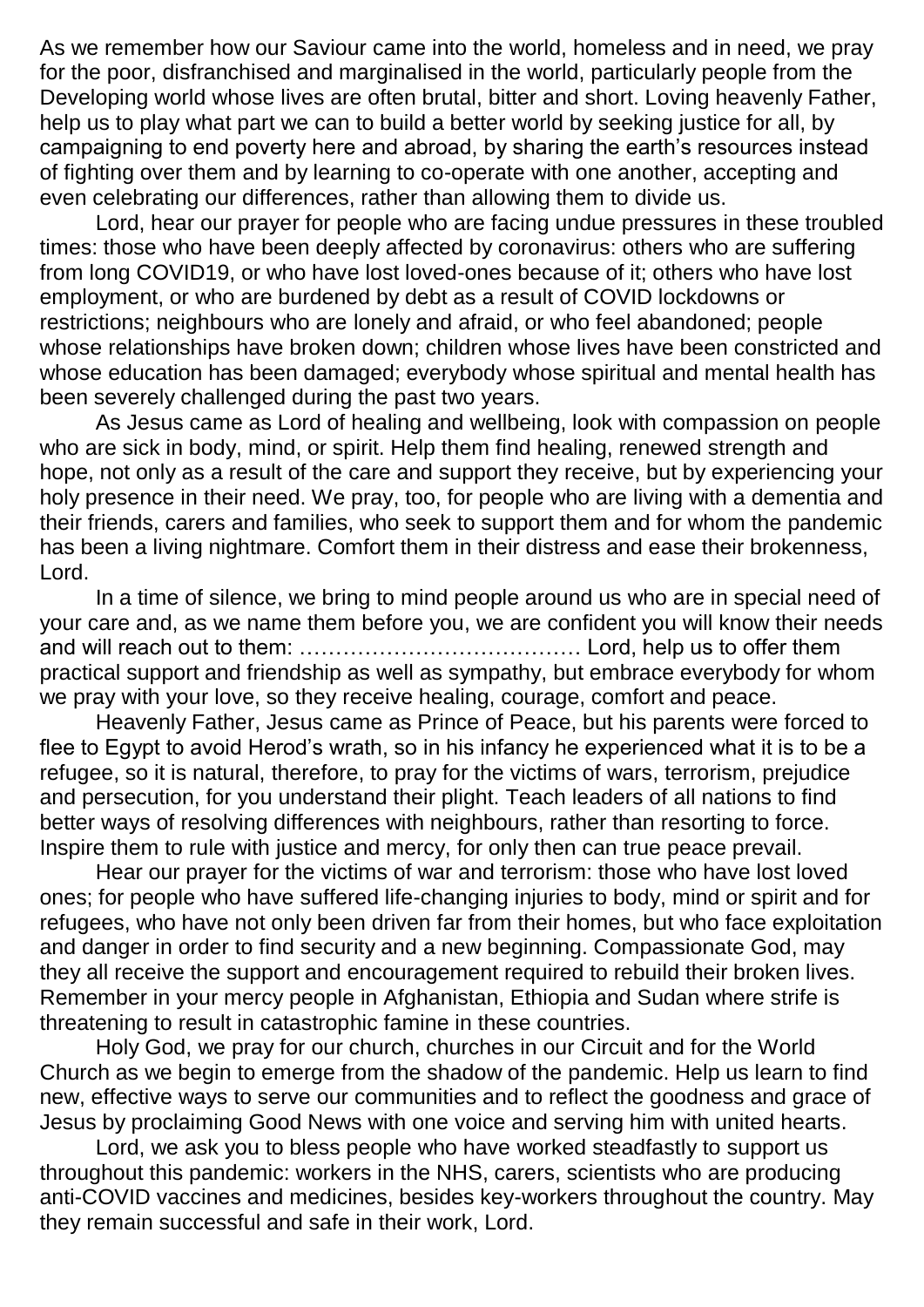As we remember how our Saviour came into the world, homeless and in need, we pray for the poor, disfranchised and marginalised in the world, particularly people from the Developing world whose lives are often brutal, bitter and short. Loving heavenly Father, help us to play what part we can to build a better world by seeking justice for all, by campaigning to end poverty here and abroad, by sharing the earth's resources instead of fighting over them and by learning to co-operate with one another, accepting and even celebrating our differences, rather than allowing them to divide us.

Lord, hear our prayer for people who are facing undue pressures in these troubled times: those who have been deeply affected by coronavirus: others who are suffering from long COVID19, or who have lost loved-ones because of it; others who have lost employment, or who are burdened by debt as a result of COVID lockdowns or restrictions; neighbours who are lonely and afraid, or who feel abandoned; people whose relationships have broken down; children whose lives have been constricted and whose education has been damaged; everybody whose spiritual and mental health has been severely challenged during the past two years.

As Jesus came as Lord of healing and wellbeing, look with compassion on people who are sick in body, mind, or spirit. Help them find healing, renewed strength and hope, not only as a result of the care and support they receive, but by experiencing your holy presence in their need. We pray, too, for people who are living with a dementia and their friends, carers and families, who seek to support them and for whom the pandemic has been a living nightmare. Comfort them in their distress and ease their brokenness, Lord.

In a time of silence, we bring to mind people around us who are in special need of your care and, as we name them before you, we are confident you will know their needs and will reach out to them: ………………………………… Lord, help us to offer them practical support and friendship as well as sympathy, but embrace everybody for whom we pray with your love, so they receive healing, courage, comfort and peace.

Heavenly Father, Jesus came as Prince of Peace, but his parents were forced to flee to Egypt to avoid Herod's wrath, so in his infancy he experienced what it is to be a refugee, so it is natural, therefore, to pray for the victims of wars, terrorism, prejudice and persecution, for you understand their plight. Teach leaders of all nations to find better ways of resolving differences with neighbours, rather than resorting to force. Inspire them to rule with justice and mercy, for only then can true peace prevail.

Hear our prayer for the victims of war and terrorism: those who have lost loved ones; for people who have suffered life-changing injuries to body, mind or spirit and for refugees, who have not only been driven far from their homes, but who face exploitation and danger in order to find security and a new beginning. Compassionate God, may they all receive the support and encouragement required to rebuild their broken lives. Remember in your mercy people in Afghanistan, Ethiopia and Sudan where strife is threatening to result in catastrophic famine in these countries.

Holy God, we pray for our church, churches in our Circuit and for the World Church as we begin to emerge from the shadow of the pandemic. Help us learn to find new, effective ways to serve our communities and to reflect the goodness and grace of Jesus by proclaiming Good News with one voice and serving him with united hearts.

Lord, we ask you to bless people who have worked steadfastly to support us throughout this pandemic: workers in the NHS, carers, scientists who are producing anti-COVID vaccines and medicines, besides key-workers throughout the country. May they remain successful and safe in their work, Lord.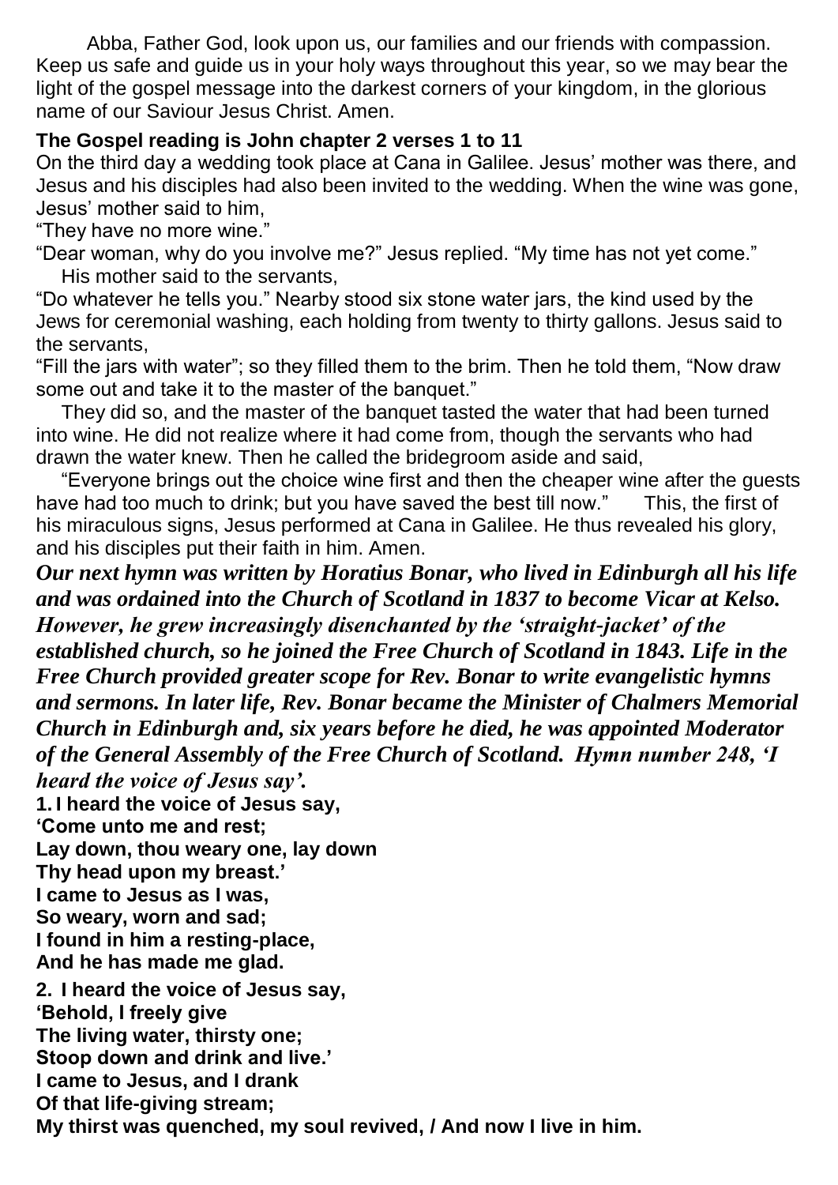Abba, Father God, look upon us, our families and our friends with compassion. Keep us safe and guide us in your holy ways throughout this year, so we may bear the light of the gospel message into the darkest corners of your kingdom, in the glorious name of our Saviour Jesus Christ. Amen.

**The Gospel reading is John chapter 2 verses 1 to 11**

On the third day a wedding took place at Cana in Galilee. Jesus' mother was there, and Jesus and his disciples had also been invited to the wedding. When the wine was gone, Jesus' mother said to him,

"They have no more wine."

"Dear woman, why do you involve me?" Jesus replied. "My time has not yet come."

His mother said to the servants,

"Do whatever he tells you." Nearby stood six stone water jars, the kind used by the Jews for ceremonial washing, each holding from twenty to thirty gallons. Jesus said to the servants,

"Fill the jars with water"; so they filled them to the brim. Then he told them, "Now draw some out and take it to the master of the banquet."

They did so, and the master of the banquet tasted the water that had been turned into wine. He did not realize where it had come from, though the servants who had drawn the water knew. Then he called the bridegroom aside and said,

"Everyone brings out the choice wine first and then the cheaper wine after the guests have had too much to drink; but you have saved the best till now." This, the first of his miraculous signs, Jesus performed at Cana in Galilee. He thus revealed his glory, and his disciples put their faith in him. Amen.

***Our next hymn was written by Horatius Bonar, who lived in Edinburgh all his life and was ordained into the Church of Scotland in 1837 to become Vicar at Kelso. However, he grew increasingly disenchanted by the 'straight-jacket' of the established church, so he joined the Free Church of Scotland in 1843. Life in the Free Church provided greater scope for Rev. Bonar to write evangelistic hymns and sermons. In later life, Rev. Bonar became the Minister of Chalmers Memorial Church in Edinburgh and, six years before he died, he was appointed Moderator of the General Assembly of the Free Church of Scotland. Hymn number 248, 'I heard the voice of Jesus say'.***

**1. I heard the voice of Jesus say,**
**'Come unto me and rest;**
**Lay down, thou weary one, lay down**
**Thy head upon my breast.'**
**I came to Jesus as I was,**
**So weary, worn and sad;**
**I found in him a resting-place,**
**And he has made me glad.**

**2. I heard the voice of Jesus say,**
**'Behold, I freely give**
**The living water, thirsty one;**
**Stoop down and drink and live.'**
**I came to Jesus, and I drank**
**Of that life-giving stream;**
**My thirst was quenched, my soul revived, / And now I live in him.**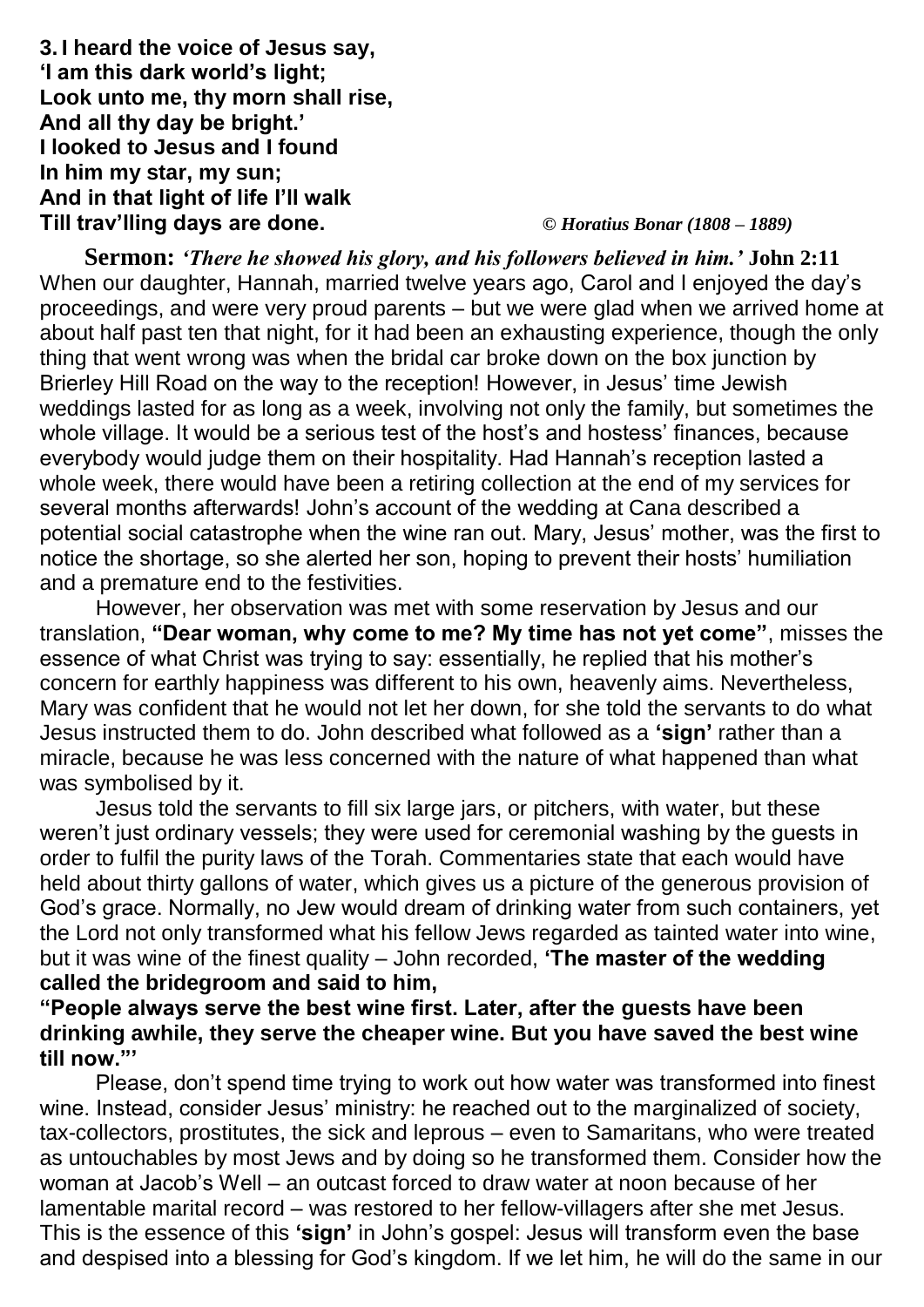**3. I heard the voice of Jesus say,**
**'I am this dark world's light;**
**Look unto me, thy morn shall rise,**
**And all thy day be bright.'**
**I looked to Jesus and I found**
**In him my star, my sun;**
**And in that light of life I'll walk**
**Till trav'lling days are done.** *© Horatius Bonar (1808 – 1889)*

**Sermon:** ***'There he showed his glory, and his followers believed in him.'*** **John 2:11**

When our daughter, Hannah, married twelve years ago, Carol and I enjoyed the day's proceedings, and were very proud parents – but we were glad when we arrived home at about half past ten that night, for it had been an exhausting experience, though the only thing that went wrong was when the bridal car broke down on the box junction by Brierley Hill Road on the way to the reception! However, in Jesus' time Jewish weddings lasted for as long as a week, involving not only the family, but sometimes the whole village. It would be a serious test of the host's and hostess' finances, because everybody would judge them on their hospitality. Had Hannah's reception lasted a whole week, there would have been a retiring collection at the end of my services for several months afterwards! John's account of the wedding at Cana described a potential social catastrophe when the wine ran out. Mary, Jesus' mother, was the first to notice the shortage, so she alerted her son, hoping to prevent their hosts' humiliation and a premature end to the festivities.

However, her observation was met with some reservation by Jesus and our translation, **"Dear woman, why come to me? My time has not yet come"**, misses the essence of what Christ was trying to say: essentially, he replied that his mother's concern for earthly happiness was different to his own, heavenly aims. Nevertheless, Mary was confident that he would not let her down, for she told the servants to do what Jesus instructed them to do. John described what followed as a **'sign'** rather than a miracle, because he was less concerned with the nature of what happened than what was symbolised by it.

Jesus told the servants to fill six large jars, or pitchers, with water, but these weren't just ordinary vessels; they were used for ceremonial washing by the guests in order to fulfil the purity laws of the Torah. Commentaries state that each would have held about thirty gallons of water, which gives us a picture of the generous provision of God's grace. Normally, no Jew would dream of drinking water from such containers, yet the Lord not only transformed what his fellow Jews regarded as tainted water into wine, but it was wine of the finest quality – John recorded, **'The master of the wedding called the bridegroom and said to him,**
**"People always serve the best wine first. Later, after the guests have been drinking awhile, they serve the cheaper wine. But you have saved the best wine till now."'**

Please, don't spend time trying to work out how water was transformed into finest wine. Instead, consider Jesus' ministry: he reached out to the marginalized of society, tax-collectors, prostitutes, the sick and leprous – even to Samaritans, who were treated as untouchables by most Jews and by doing so he transformed them. Consider how the woman at Jacob's Well – an outcast forced to draw water at noon because of her lamentable marital record – was restored to her fellow-villagers after she met Jesus. This is the essence of this **'sign'** in John's gospel: Jesus will transform even the base and despised into a blessing for God's kingdom. If we let him, he will do the same in our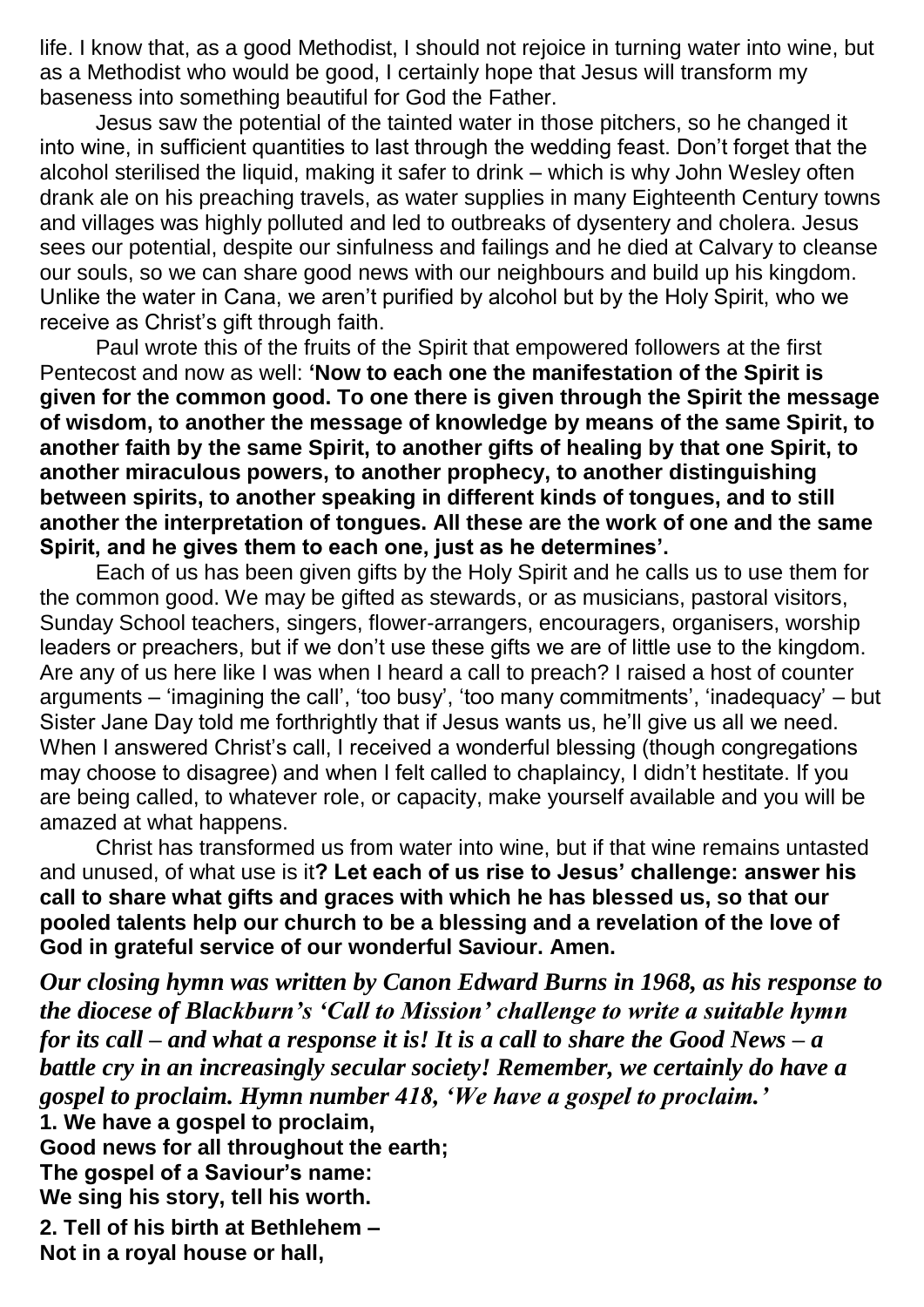life. I know that, as a good Methodist, I should not rejoice in turning water into wine, but as a Methodist who would be good, I certainly hope that Jesus will transform my baseness into something beautiful for God the Father.

Jesus saw the potential of the tainted water in those pitchers, so he changed it into wine, in sufficient quantities to last through the wedding feast. Don't forget that the alcohol sterilised the liquid, making it safer to drink – which is why John Wesley often drank ale on his preaching travels, as water supplies in many Eighteenth Century towns and villages was highly polluted and led to outbreaks of dysentery and cholera. Jesus sees our potential, despite our sinfulness and failings and he died at Calvary to cleanse our souls, so we can share good news with our neighbours and build up his kingdom. Unlike the water in Cana, we aren't purified by alcohol but by the Holy Spirit, who we receive as Christ's gift through faith.

Paul wrote this of the fruits of the Spirit that empowered followers at the first Pentecost and now as well: **'Now to each one the manifestation of the Spirit is given for the common good. To one there is given through the Spirit the message of wisdom, to another the message of knowledge by means of the same Spirit, to another faith by the same Spirit, to another gifts of healing by that one Spirit, to another miraculous powers, to another prophecy, to another distinguishing between spirits, to another speaking in different kinds of tongues, and to still another the interpretation of tongues. All these are the work of one and the same Spirit, and he gives them to each one, just as he determines'.**

Each of us has been given gifts by the Holy Spirit and he calls us to use them for the common good. We may be gifted as stewards, or as musicians, pastoral visitors, Sunday School teachers, singers, flower-arrangers, encouragers, organisers, worship leaders or preachers, but if we don't use these gifts we are of little use to the kingdom. Are any of us here like I was when I heard a call to preach? I raised a host of counter arguments – 'imagining the call', 'too busy', 'too many commitments', 'inadequacy' – but Sister Jane Day told me forthrightly that if Jesus wants us, he'll give us all we need. When I answered Christ's call, I received a wonderful blessing (though congregations may choose to disagree) and when I felt called to chaplaincy, I didn't hesitate. If you are being called, to whatever role, or capacity, make yourself available and you will be amazed at what happens.

Christ has transformed us from water into wine, but if that wine remains untasted and unused, of what use is it**? Let each of us rise to Jesus' challenge: answer his call to share what gifts and graces with which he has blessed us, so that our pooled talents help our church to be a blessing and a revelation of the love of God in grateful service of our wonderful Saviour. Amen.**

***Our closing hymn was written by Canon Edward Burns in 1968, as his response to the diocese of Blackburn's 'Call to Mission' challenge to write a suitable hymn for its call – and what a response it is! It is a call to share the Good News – a battle cry in an increasingly secular society! Remember, we certainly do have a gospel to proclaim. Hymn number 418, 'We have a gospel to proclaim.'***

**1. We have a gospel to proclaim,**
**Good news for all throughout the earth;**
**The gospel of a Saviour's name:**
**We sing his story, tell his worth.**

**2. Tell of his birth at Bethlehem –**
**Not in a royal house or hall,**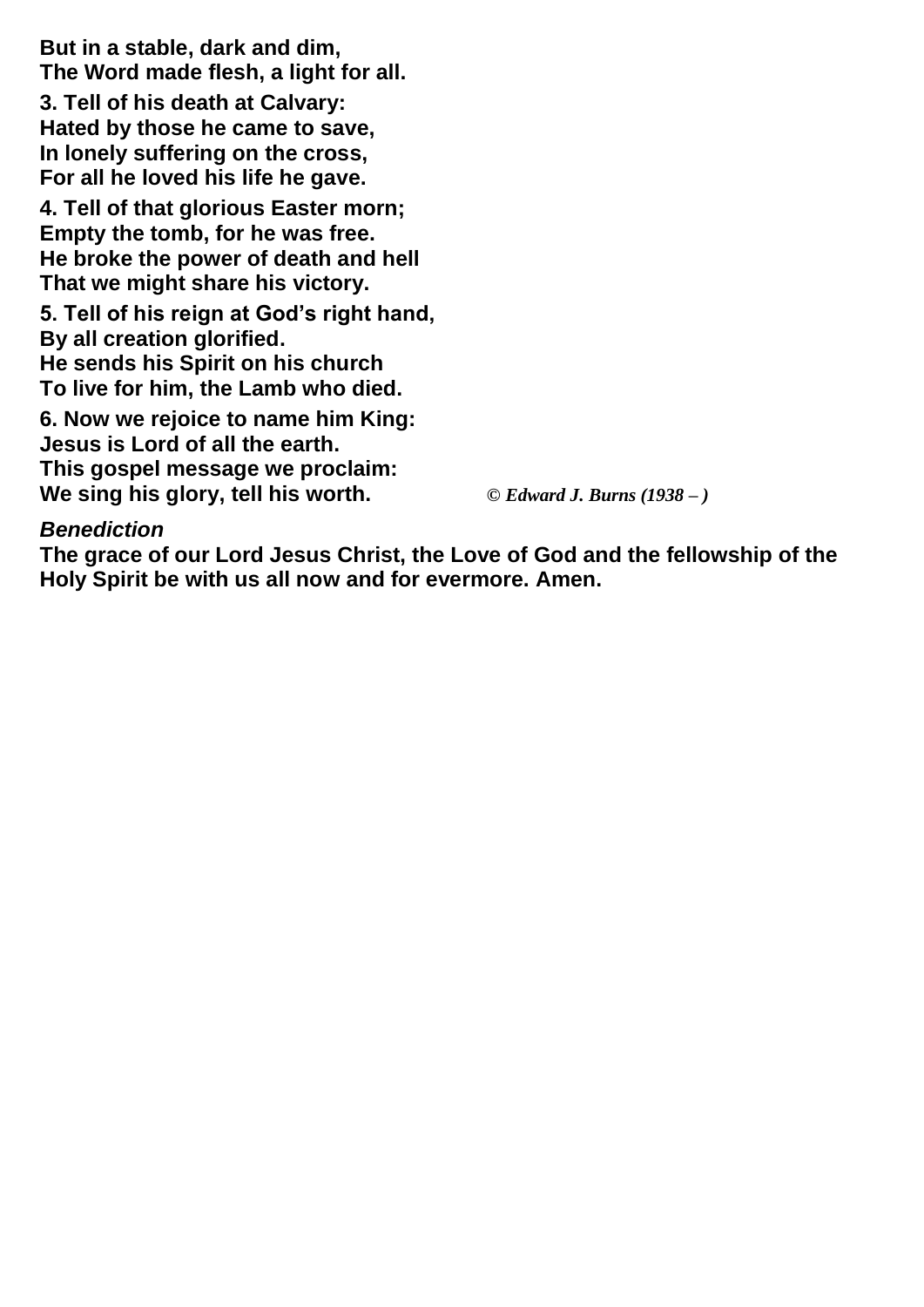**But in a stable, dark and dim,**
**The Word made flesh, a light for all.**

**3. Tell of his death at Calvary:**
**Hated by those he came to save,**
**In lonely suffering on the cross,**
**For all he loved his life he gave.**

**4. Tell of that glorious Easter morn;**
**Empty the tomb, for he was free.**
**He broke the power of death and hell**
**That we might share his victory.**

**5. Tell of his reign at God's right hand,**
**By all creation glorified.**
**He sends his Spirit on his church**
**To live for him, the Lamb who died.**

**6. Now we rejoice to name him King:**
**Jesus is Lord of all the earth.**
**This gospel message we proclaim:**
**We sing his glory, tell his worth.** *© Edward J. Burns (1938 – )*

***Benediction***

**The grace of our Lord Jesus Christ, the Love of God and the fellowship of the Holy Spirit be with us all now and for evermore. Amen.**